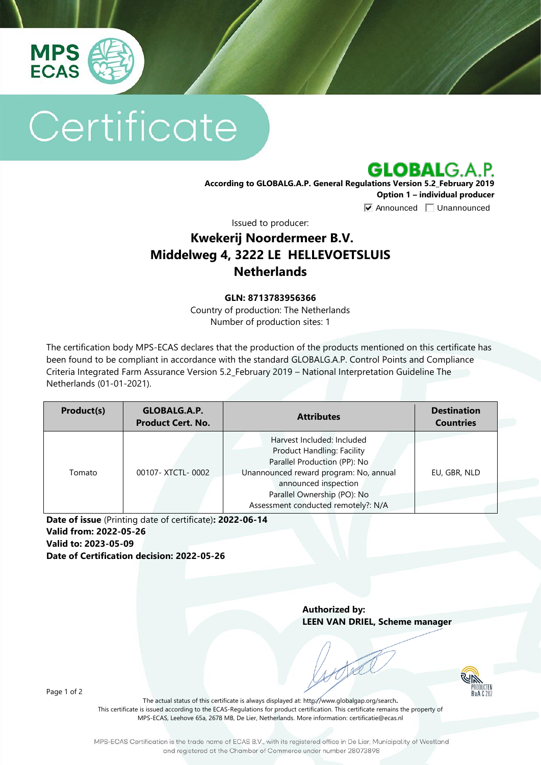MPS ECAS

# Certificate

GLOBALG.A.P.

**According to GLOBALG.A.P. General Regulations Version 5.2_February 2019**
**Option 1 – individual producer**

☑ Announced ☐ Unannounced

Issued to producer:

## Kwekerij Noordermeer B.V.
## Middelweg 4, 3222 LE HELLEVOETSLUIS
## Netherlands

**GLN: 8713783956366**

Country of production: The Netherlands
Number of production sites: 1

The certification body MPS-ECAS declares that the production of the products mentioned on this certificate has been found to be compliant in accordance with the standard GLOBALG.A.P. Control Points and Compliance Criteria Integrated Farm Assurance Version 5.2_February 2019 – National Interpretation Guideline The Netherlands (01-01-2021).

| Product(s) | GLOBALG.A.P. Product Cert. No. | Attributes | Destination Countries |
|---|---|---|---|
| Tomato | 00107- XTCTL- 0002 | Harvest Included: Included<br>Product Handling: Facility<br>Parallel Production (PP): No<br>Unannounced reward program: No, annual announced inspection<br>Parallel Ownership (PO): No<br>Assessment conducted remotely?: N/A | EU, GBR, NLD |

**Date of issue** (Printing date of certificate)**: 2022-06-14**
**Valid from: 2022-05-26**
**Valid to: 2023-05-09**
**Date of Certification decision: 2022-05-26**

**Authorized by:**
**LEEN VAN DRIEL, Scheme manager**

The actual status of this certificate is always displayed at: http://www.globalgap.org/search.
This certificate is issued according to the ECAS-Regulations for product certification. This certificate remains the property of MPS-ECAS, Leehove 65a, 2678 MB, De Lier, Netherlands. More information: certificatie@ecas.nl

MPS-ECAS Certification is the trade name of ECAS B.V., with its registered office in De Lier, Municipality of Westland and registered at the Chamber of Commerce under number 28073898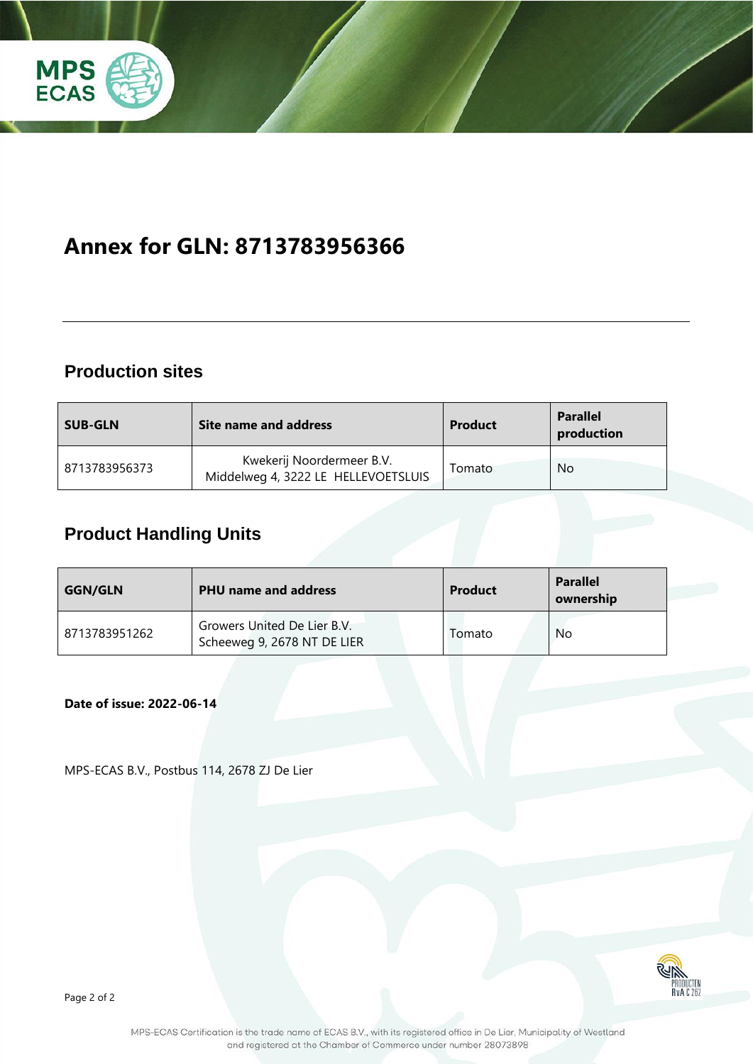# Annex for GLN: 8713783956366

## Production sites

| SUB-GLN | Site name and address | Product | Parallel production |
|---|---|---|---|
| 8713783956373 | Kwekerij Noordermeer B.V.<br>Middelweg 4, 3222 LE HELLEVOETSLUIS | Tomato | No |

## Product Handling Units

| GGN/GLN | PHU name and address | Product | Parallel ownership |
|---|---|---|---|
| 8713783951262 | Growers United De Lier B.V.<br>Scheeweg 9, 2678 NT DE LIER | Tomato | No |

**Date of issue: 2022-06-14**

MPS-ECAS B.V., Postbus 114, 2678 ZJ De Lier

MPS-ECAS Certification is the trade name of ECAS B.V., with its registered office in De Lier, Municipality of Westland and registered at the Chamber of Commerce under number 28073898